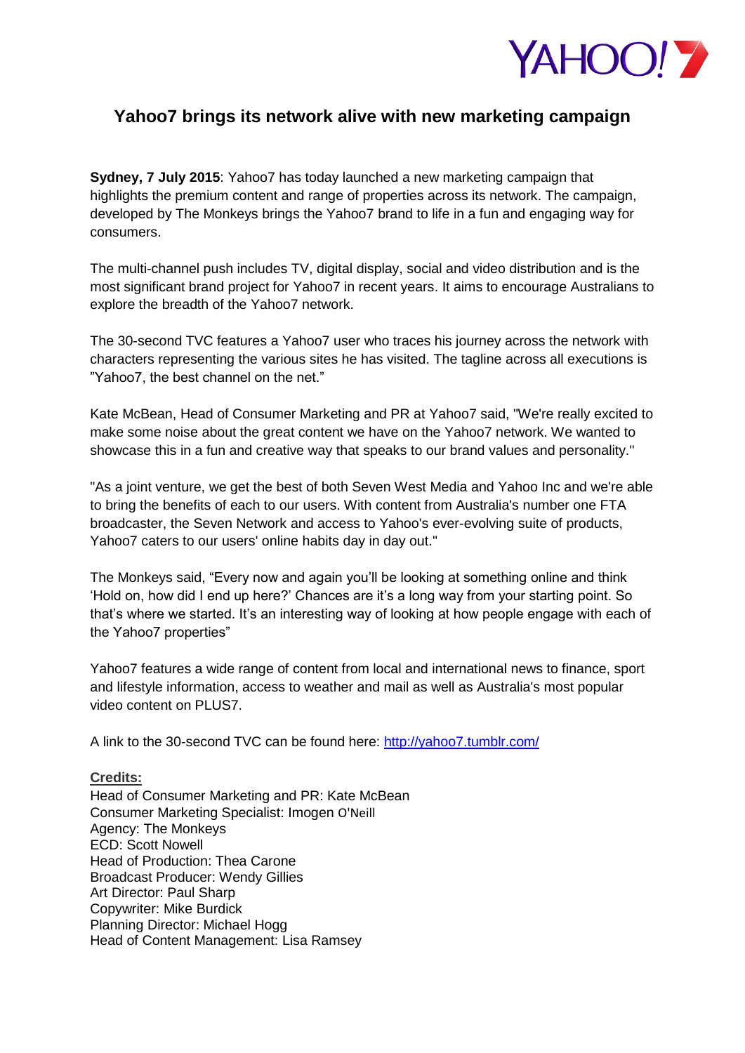# Yahoo7 brings its network alive with new marketing campaign

**Sydney, 7 July 2015**: Yahoo7 has today launched a new marketing campaign that highlights the premium content and range of properties across its network. The campaign, developed by The Monkeys brings the Yahoo7 brand to life in a fun and engaging way for consumers.

The multi-channel push includes TV, digital display, social and video distribution and is the most significant brand project for Yahoo7 in recent years. It aims to encourage Australians to explore the breadth of the Yahoo7 network.

The 30-second TVC features a Yahoo7 user who traces his journey across the network with characters representing the various sites he has visited. The tagline across all executions is "Yahoo7, the best channel on the net."

Kate McBean, Head of Consumer Marketing and PR at Yahoo7 said, "We're really excited to make some noise about the great content we have on the Yahoo7 network. We wanted to showcase this in a fun and creative way that speaks to our brand values and personality."

"As a joint venture, we get the best of both Seven West Media and Yahoo Inc and we're able to bring the benefits of each to our users. With content from Australia's number one FTA broadcaster, the Seven Network and access to Yahoo's ever-evolving suite of products, Yahoo7 caters to our users' online habits day in day out."

The Monkeys said, "Every now and again you'll be looking at something online and think 'Hold on, how did I end up here?' Chances are it's a long way from your starting point. So that's where we started. It's an interesting way of looking at how people engage with each of the Yahoo7 properties"

Yahoo7 features a wide range of content from local and international news to finance, sport and lifestyle information, access to weather and mail as well as Australia's most popular video content on PLUS7.

A link to the 30-second TVC can be found here: [http://yahoo7.tumblr.com/](http://yahoo7.tumblr.com/)

**Credits:**

Head of Consumer Marketing and PR: Kate McBean
Consumer Marketing Specialist: Imogen O'Neill
Agency: The Monkeys
ECD: Scott Nowell
Head of Production: Thea Carone
Broadcast Producer: Wendy Gillies
Art Director: Paul Sharp
Copywriter: Mike Burdick
Planning Director: Michael Hogg
Head of Content Management: Lisa Ramsey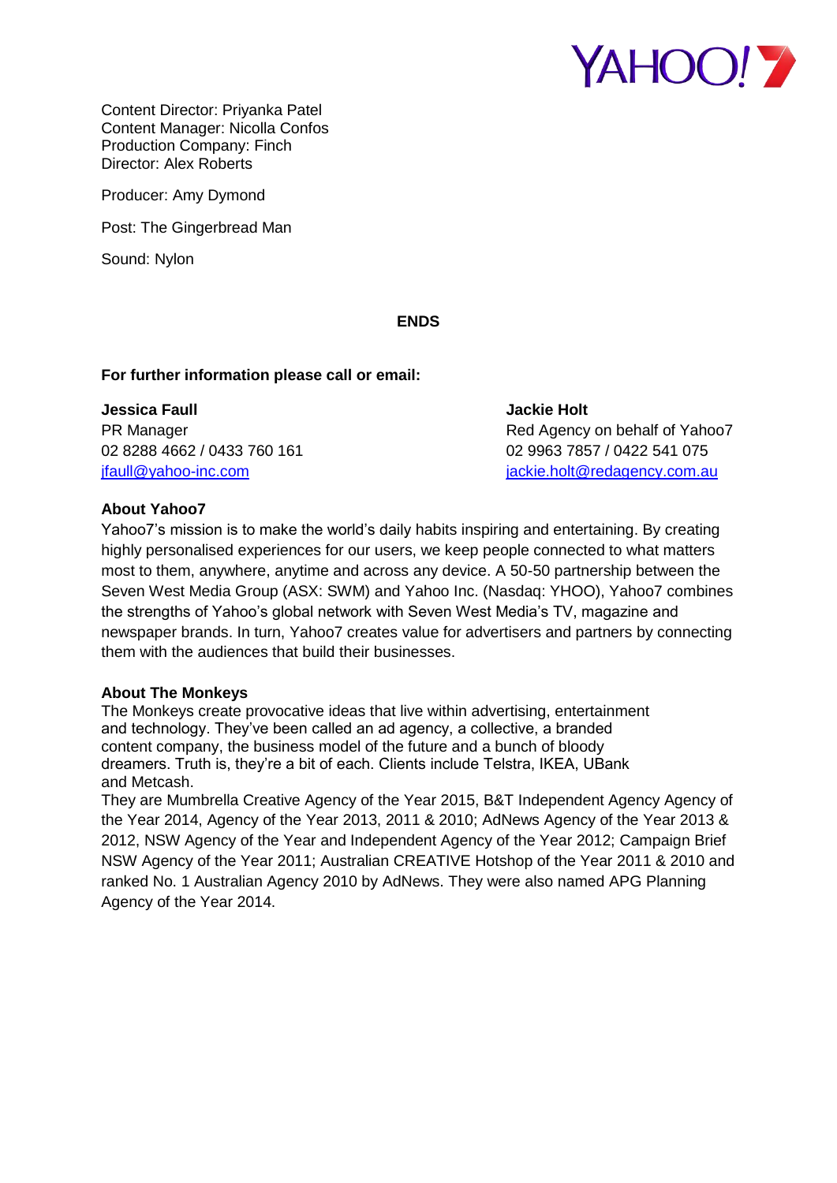Content Director: Priyanka Patel
Content Manager: Nicolla Confos
Production Company: Finch
Director: Alex Roberts

Producer: Amy Dymond

Post: The Gingerbread Man

Sound: Nylon

**ENDS**

**For further information please call or email:**

**Jessica Faull**
PR Manager
02 8288 4662 / 0433 760 161
jfaull@yahoo-inc.com

**Jackie Holt**
Red Agency on behalf of Yahoo7
02 9963 7857 / 0422 541 075
jackie.holt@redagency.com.au

**About Yahoo7**
Yahoo7's mission is to make the world's daily habits inspiring and entertaining. By creating highly personalised experiences for our users, we keep people connected to what matters most to them, anywhere, anytime and across any device. A 50-50 partnership between the Seven West Media Group (ASX: SWM) and Yahoo Inc. (Nasdaq: YHOO), Yahoo7 combines the strengths of Yahoo's global network with Seven West Media's TV, magazine and newspaper brands. In turn, Yahoo7 creates value for advertisers and partners by connecting them with the audiences that build their businesses.

**About The Monkeys**
The Monkeys create provocative ideas that live within advertising, entertainment and technology. They've been called an ad agency, a collective, a branded content company, the business model of the future and a bunch of bloody dreamers. Truth is, they're a bit of each. Clients include Telstra, IKEA, UBank and Metcash.
They are Mumbrella Creative Agency of the Year 2015, B&T Independent Agency Agency of the Year 2014, Agency of the Year 2013, 2011 & 2010; AdNews Agency of the Year 2013 & 2012, NSW Agency of the Year and Independent Agency of the Year 2012; Campaign Brief NSW Agency of the Year 2011; Australian CREATIVE Hotshop of the Year 2011 & 2010 and ranked No. 1 Australian Agency 2010 by AdNews. They were also named APG Planning Agency of the Year 2014.